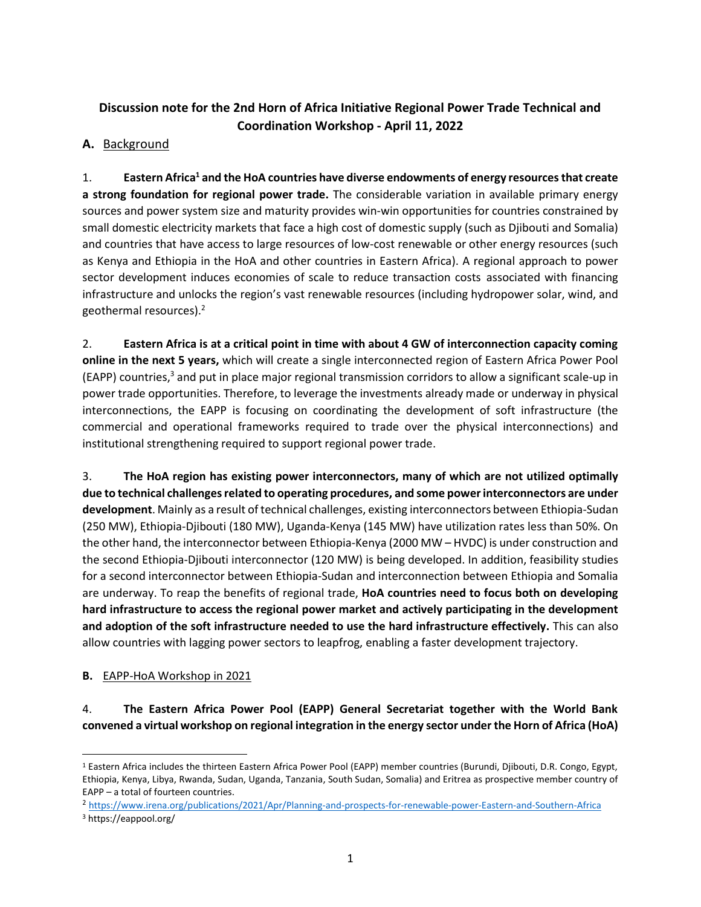## Discussion note for the 2nd Horn of Africa Initiative Regional Power Trade Technical and Coordination Workshop - April 11, 2022

### A. Background

1. **Eastern Africa[1] and the HoA countries have diverse endowments of energy resources that create a strong foundation for regional power trade.** The considerable variation in available primary energy sources and power system size and maturity provides win-win opportunities for countries constrained by small domestic electricity markets that face a high cost of domestic supply (such as Djibouti and Somalia) and countries that have access to large resources of low-cost renewable or other energy resources (such as Kenya and Ethiopia in the HoA and other countries in Eastern Africa). A regional approach to power sector development induces economies of scale to reduce transaction costs associated with financing infrastructure and unlocks the region's vast renewable resources (including hydropower solar, wind, and geothermal resources).[2]

2. **Eastern Africa is at a critical point in time with about 4 GW of interconnection capacity coming online in the next 5 years,** which will create a single interconnected region of Eastern Africa Power Pool (EAPP) countries,[3] and put in place major regional transmission corridors to allow a significant scale-up in power trade opportunities. Therefore, to leverage the investments already made or underway in physical interconnections, the EAPP is focusing on coordinating the development of soft infrastructure (the commercial and operational frameworks required to trade over the physical interconnections) and institutional strengthening required to support regional power trade.

3. **The HoA region has existing power interconnectors, many of which are not utilized optimally due to technical challenges related to operating procedures, and some power interconnectors are under development**. Mainly as a result of technical challenges, existing interconnectors between Ethiopia-Sudan (250 MW), Ethiopia-Djibouti (180 MW), Uganda-Kenya (145 MW) have utilization rates less than 50%. On the other hand, the interconnector between Ethiopia-Kenya (2000 MW – HVDC) is under construction and the second Ethiopia-Djibouti interconnector (120 MW) is being developed. In addition, feasibility studies for a second interconnector between Ethiopia-Sudan and interconnection between Ethiopia and Somalia are underway. To reap the benefits of regional trade, **HoA countries need to focus both on developing hard infrastructure to access the regional power market and actively participating in the development and adoption of the soft infrastructure needed to use the hard infrastructure effectively.** This can also allow countries with lagging power sectors to leapfrog, enabling a faster development trajectory.

### B. EAPP-HoA Workshop in 2021

4. **The Eastern Africa Power Pool (EAPP) General Secretariat together with the World Bank convened a virtual workshop on regional integration in the energy sector under the Horn of Africa (HoA)**

---

[1] Eastern Africa includes the thirteen Eastern Africa Power Pool (EAPP) member countries (Burundi, Djibouti, D.R. Congo, Egypt, Ethiopia, Kenya, Libya, Rwanda, Sudan, Uganda, Tanzania, South Sudan, Somalia) and Eritrea as prospective member country of EAPP – a total of fourteen countries.

[2] https://www.irena.org/publications/2021/Apr/Planning-and-prospects-for-renewable-power-Eastern-and-Southern-Africa

[3] https://eappool.org/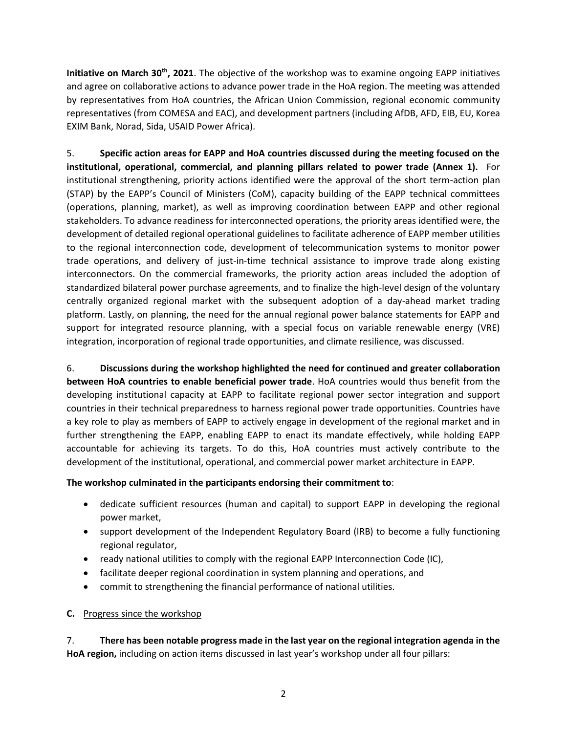**Initiative on March 30th, 2021**. The objective of the workshop was to examine ongoing EAPP initiatives and agree on collaborative actions to advance power trade in the HoA region. The meeting was attended by representatives from HoA countries, the African Union Commission, regional economic community representatives (from COMESA and EAC), and development partners (including AfDB, AFD, EIB, EU, Korea EXIM Bank, Norad, Sida, USAID Power Africa).

5. **Specific action areas for EAPP and HoA countries discussed during the meeting focused on the institutional, operational, commercial, and planning pillars related to power trade (Annex 1).** For institutional strengthening, priority actions identified were the approval of the short term-action plan (STAP) by the EAPP's Council of Ministers (CoM), capacity building of the EAPP technical committees (operations, planning, market), as well as improving coordination between EAPP and other regional stakeholders. To advance readiness for interconnected operations, the priority areas identified were, the development of detailed regional operational guidelines to facilitate adherence of EAPP member utilities to the regional interconnection code, development of telecommunication systems to monitor power trade operations, and delivery of just-in-time technical assistance to improve trade along existing interconnectors. On the commercial frameworks, the priority action areas included the adoption of standardized bilateral power purchase agreements, and to finalize the high-level design of the voluntary centrally organized regional market with the subsequent adoption of a day-ahead market trading platform. Lastly, on planning, the need for the annual regional power balance statements for EAPP and support for integrated resource planning, with a special focus on variable renewable energy (VRE) integration, incorporation of regional trade opportunities, and climate resilience, was discussed.

6. **Discussions during the workshop highlighted the need for continued and greater collaboration between HoA countries to enable beneficial power trade**. HoA countries would thus benefit from the developing institutional capacity at EAPP to facilitate regional power sector integration and support countries in their technical preparedness to harness regional power trade opportunities. Countries have a key role to play as members of EAPP to actively engage in development of the regional market and in further strengthening the EAPP, enabling EAPP to enact its mandate effectively, while holding EAPP accountable for achieving its targets. To do this, HoA countries must actively contribute to the development of the institutional, operational, and commercial power market architecture in EAPP.

**The workshop culminated in the participants endorsing their commitment to**:

- dedicate sufficient resources (human and capital) to support EAPP in developing the regional power market,
- support development of the Independent Regulatory Board (IRB) to become a fully functioning regional regulator,
- ready national utilities to comply with the regional EAPP Interconnection Code (IC),
- facilitate deeper regional coordination in system planning and operations, and
- commit to strengthening the financial performance of national utilities.

**C.** Progress since the workshop

7. **There has been notable progress made in the last year on the regional integration agenda in the HoA region,** including on action items discussed in last year's workshop under all four pillars: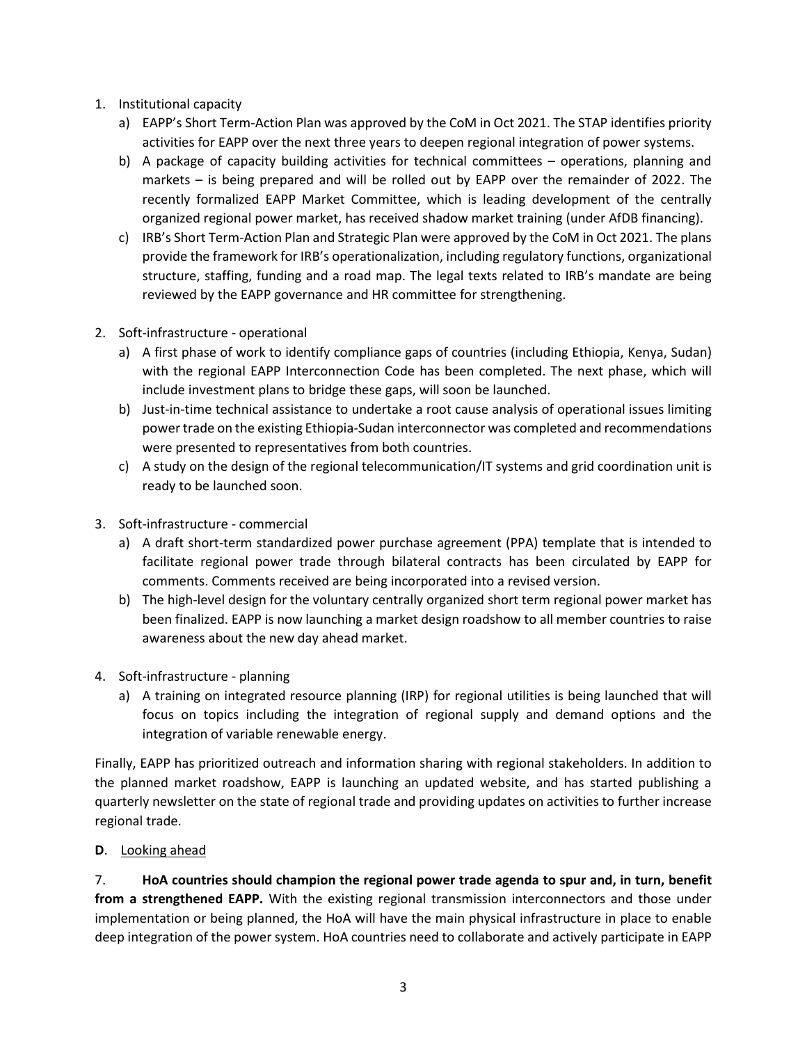1. Institutional capacity
   a) EAPP's Short Term-Action Plan was approved by the CoM in Oct 2021. The STAP identifies priority activities for EAPP over the next three years to deepen regional integration of power systems.
   b) A package of capacity building activities for technical committees – operations, planning and markets – is being prepared and will be rolled out by EAPP over the remainder of 2022. The recently formalized EAPP Market Committee, which is leading development of the centrally organized regional power market, has received shadow market training (under AfDB financing).
   c) IRB's Short Term-Action Plan and Strategic Plan were approved by the CoM in Oct 2021. The plans provide the framework for IRB's operationalization, including regulatory functions, organizational structure, staffing, funding and a road map. The legal texts related to IRB's mandate are being reviewed by the EAPP governance and HR committee for strengthening.

2. Soft-infrastructure - operational
   a) A first phase of work to identify compliance gaps of countries (including Ethiopia, Kenya, Sudan) with the regional EAPP Interconnection Code has been completed. The next phase, which will include investment plans to bridge these gaps, will soon be launched.
   b) Just-in-time technical assistance to undertake a root cause analysis of operational issues limiting power trade on the existing Ethiopia-Sudan interconnector was completed and recommendations were presented to representatives from both countries.
   c) A study on the design of the regional telecommunication/IT systems and grid coordination unit is ready to be launched soon.

3. Soft-infrastructure - commercial
   a) A draft short-term standardized power purchase agreement (PPA) template that is intended to facilitate regional power trade through bilateral contracts has been circulated by EAPP for comments. Comments received are being incorporated into a revised version.
   b) The high-level design for the voluntary centrally organized short term regional power market has been finalized. EAPP is now launching a market design roadshow to all member countries to raise awareness about the new day ahead market.

4. Soft-infrastructure - planning
   a) A training on integrated resource planning (IRP) for regional utilities is being launched that will focus on topics including the integration of regional supply and demand options and the integration of variable renewable energy.

Finally, EAPP has prioritized outreach and information sharing with regional stakeholders. In addition to the planned market roadshow, EAPP is launching an updated website, and has started publishing a quarterly newsletter on the state of regional trade and providing updates on activities to further increase regional trade.

**D**. Looking ahead

7. **HoA countries should champion the regional power trade agenda to spur and, in turn, benefit from a strengthened EAPP.** With the existing regional transmission interconnectors and those under implementation or being planned, the HoA will have the main physical infrastructure in place to enable deep integration of the power system. HoA countries need to collaborate and actively participate in EAPP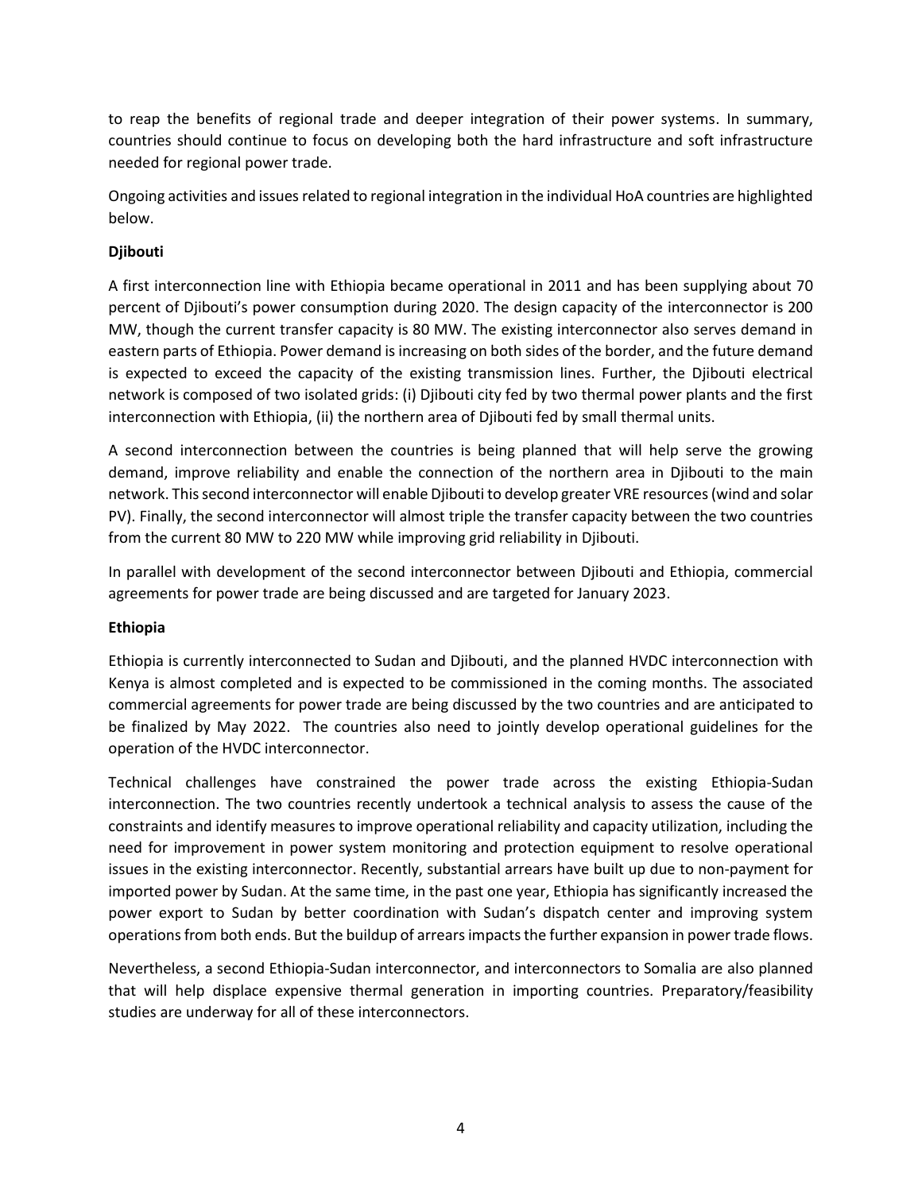to reap the benefits of regional trade and deeper integration of their power systems. In summary, countries should continue to focus on developing both the hard infrastructure and soft infrastructure needed for regional power trade.

Ongoing activities and issues related to regional integration in the individual HoA countries are highlighted below.

**Djibouti**

A first interconnection line with Ethiopia became operational in 2011 and has been supplying about 70 percent of Djibouti's power consumption during 2020. The design capacity of the interconnector is 200 MW, though the current transfer capacity is 80 MW. The existing interconnector also serves demand in eastern parts of Ethiopia. Power demand is increasing on both sides of the border, and the future demand is expected to exceed the capacity of the existing transmission lines. Further, the Djibouti electrical network is composed of two isolated grids: (i) Djibouti city fed by two thermal power plants and the first interconnection with Ethiopia, (ii) the northern area of Djibouti fed by small thermal units.

A second interconnection between the countries is being planned that will help serve the growing demand, improve reliability and enable the connection of the northern area in Djibouti to the main network. This second interconnector will enable Djibouti to develop greater VRE resources (wind and solar PV). Finally, the second interconnector will almost triple the transfer capacity between the two countries from the current 80 MW to 220 MW while improving grid reliability in Djibouti.

In parallel with development of the second interconnector between Djibouti and Ethiopia, commercial agreements for power trade are being discussed and are targeted for January 2023.

**Ethiopia**

Ethiopia is currently interconnected to Sudan and Djibouti, and the planned HVDC interconnection with Kenya is almost completed and is expected to be commissioned in the coming months. The associated commercial agreements for power trade are being discussed by the two countries and are anticipated to be finalized by May 2022. The countries also need to jointly develop operational guidelines for the operation of the HVDC interconnector.

Technical challenges have constrained the power trade across the existing Ethiopia-Sudan interconnection. The two countries recently undertook a technical analysis to assess the cause of the constraints and identify measures to improve operational reliability and capacity utilization, including the need for improvement in power system monitoring and protection equipment to resolve operational issues in the existing interconnector. Recently, substantial arrears have built up due to non-payment for imported power by Sudan. At the same time, in the past one year, Ethiopia has significantly increased the power export to Sudan by better coordination with Sudan's dispatch center and improving system operations from both ends. But the buildup of arrears impacts the further expansion in power trade flows.

Nevertheless, a second Ethiopia-Sudan interconnector, and interconnectors to Somalia are also planned that will help displace expensive thermal generation in importing countries. Preparatory/feasibility studies are underway for all of these interconnectors.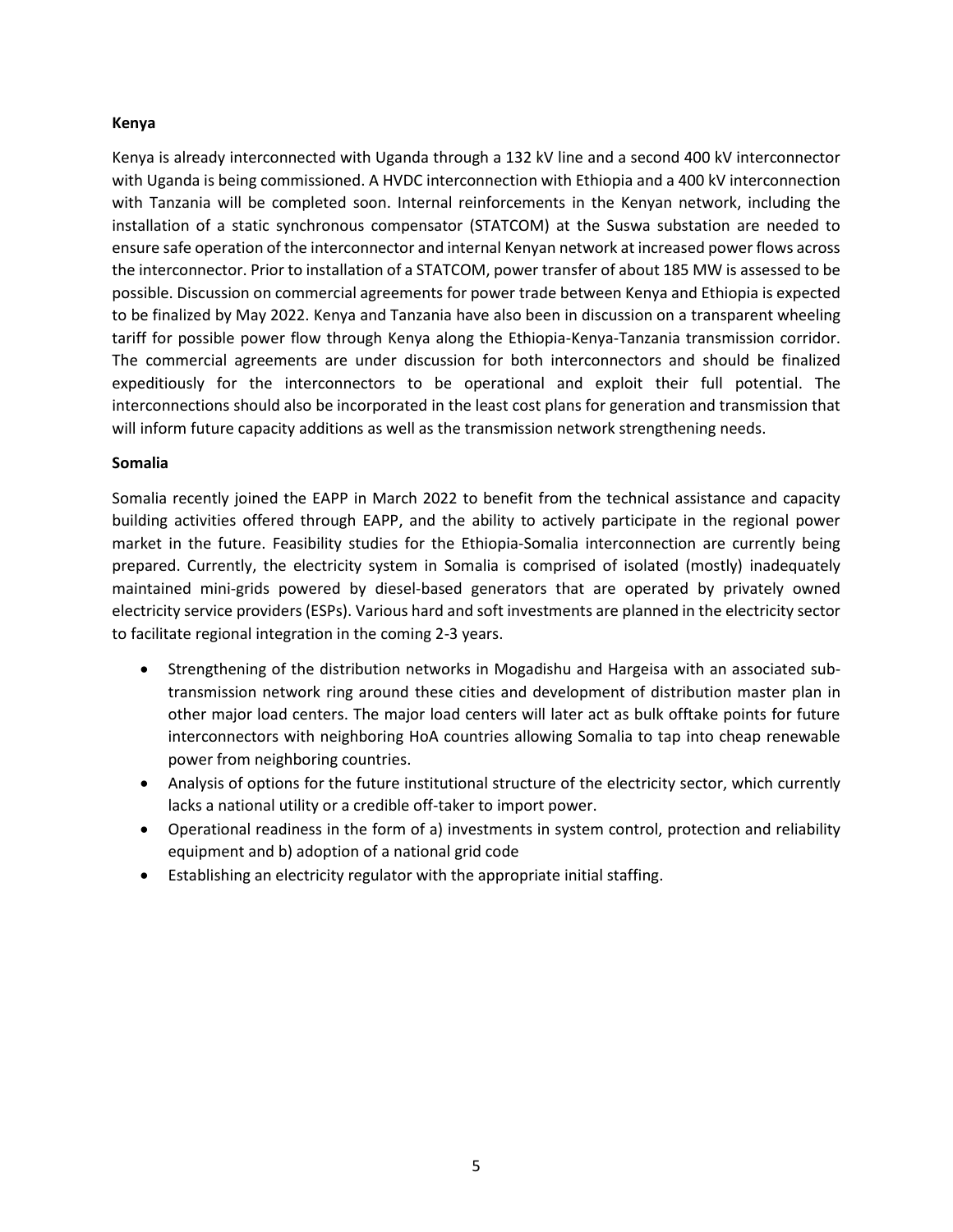**Kenya**

Kenya is already interconnected with Uganda through a 132 kV line and a second 400 kV interconnector with Uganda is being commissioned. A HVDC interconnection with Ethiopia and a 400 kV interconnection with Tanzania will be completed soon. Internal reinforcements in the Kenyan network, including the installation of a static synchronous compensator (STATCOM) at the Suswa substation are needed to ensure safe operation of the interconnector and internal Kenyan network at increased power flows across the interconnector. Prior to installation of a STATCOM, power transfer of about 185 MW is assessed to be possible. Discussion on commercial agreements for power trade between Kenya and Ethiopia is expected to be finalized by May 2022. Kenya and Tanzania have also been in discussion on a transparent wheeling tariff for possible power flow through Kenya along the Ethiopia-Kenya-Tanzania transmission corridor. The commercial agreements are under discussion for both interconnectors and should be finalized expeditiously for the interconnectors to be operational and exploit their full potential. The interconnections should also be incorporated in the least cost plans for generation and transmission that will inform future capacity additions as well as the transmission network strengthening needs.

**Somalia**

Somalia recently joined the EAPP in March 2022 to benefit from the technical assistance and capacity building activities offered through EAPP, and the ability to actively participate in the regional power market in the future. Feasibility studies for the Ethiopia-Somalia interconnection are currently being prepared. Currently, the electricity system in Somalia is comprised of isolated (mostly) inadequately maintained mini-grids powered by diesel-based generators that are operated by privately owned electricity service providers (ESPs). Various hard and soft investments are planned in the electricity sector to facilitate regional integration in the coming 2-3 years.

- Strengthening of the distribution networks in Mogadishu and Hargeisa with an associated sub-transmission network ring around these cities and development of distribution master plan in other major load centers. The major load centers will later act as bulk offtake points for future interconnectors with neighboring HoA countries allowing Somalia to tap into cheap renewable power from neighboring countries.
- Analysis of options for the future institutional structure of the electricity sector, which currently lacks a national utility or a credible off-taker to import power.
- Operational readiness in the form of a) investments in system control, protection and reliability equipment and b) adoption of a national grid code
- Establishing an electricity regulator with the appropriate initial staffing.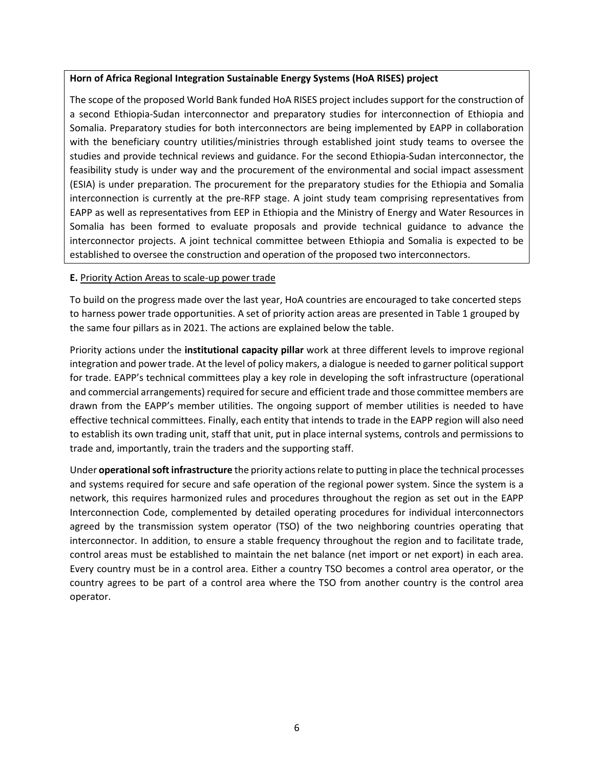**Horn of Africa Regional Integration Sustainable Energy Systems (HoA RISES) project**

The scope of the proposed World Bank funded HoA RISES project includes support for the construction of a second Ethiopia-Sudan interconnector and preparatory studies for interconnection of Ethiopia and Somalia. Preparatory studies for both interconnectors are being implemented by EAPP in collaboration with the beneficiary country utilities/ministries through established joint study teams to oversee the studies and provide technical reviews and guidance. For the second Ethiopia-Sudan interconnector, the feasibility study is under way and the procurement of the environmental and social impact assessment (ESIA) is under preparation. The procurement for the preparatory studies for the Ethiopia and Somalia interconnection is currently at the pre-RFP stage. A joint study team comprising representatives from EAPP as well as representatives from EEP in Ethiopia and the Ministry of Energy and Water Resources in Somalia has been formed to evaluate proposals and provide technical guidance to advance the interconnector projects. A joint technical committee between Ethiopia and Somalia is expected to be established to oversee the construction and operation of the proposed two interconnectors.

**E.** Priority Action Areas to scale-up power trade

To build on the progress made over the last year, HoA countries are encouraged to take concerted steps to harness power trade opportunities. A set of priority action areas are presented in Table 1 grouped by the same four pillars as in 2021. The actions are explained below the table.

Priority actions under the **institutional capacity pillar** work at three different levels to improve regional integration and power trade. At the level of policy makers, a dialogue is needed to garner political support for trade. EAPP's technical committees play a key role in developing the soft infrastructure (operational and commercial arrangements) required for secure and efficient trade and those committee members are drawn from the EAPP's member utilities. The ongoing support of member utilities is needed to have effective technical committees. Finally, each entity that intends to trade in the EAPP region will also need to establish its own trading unit, staff that unit, put in place internal systems, controls and permissions to trade and, importantly, train the traders and the supporting staff.

Under **operational soft infrastructure** the priority actions relate to putting in place the technical processes and systems required for secure and safe operation of the regional power system. Since the system is a network, this requires harmonized rules and procedures throughout the region as set out in the EAPP Interconnection Code, complemented by detailed operating procedures for individual interconnectors agreed by the transmission system operator (TSO) of the two neighboring countries operating that interconnector. In addition, to ensure a stable frequency throughout the region and to facilitate trade, control areas must be established to maintain the net balance (net import or net export) in each area. Every country must be in a control area. Either a country TSO becomes a control area operator, or the country agrees to be part of a control area where the TSO from another country is the control area operator.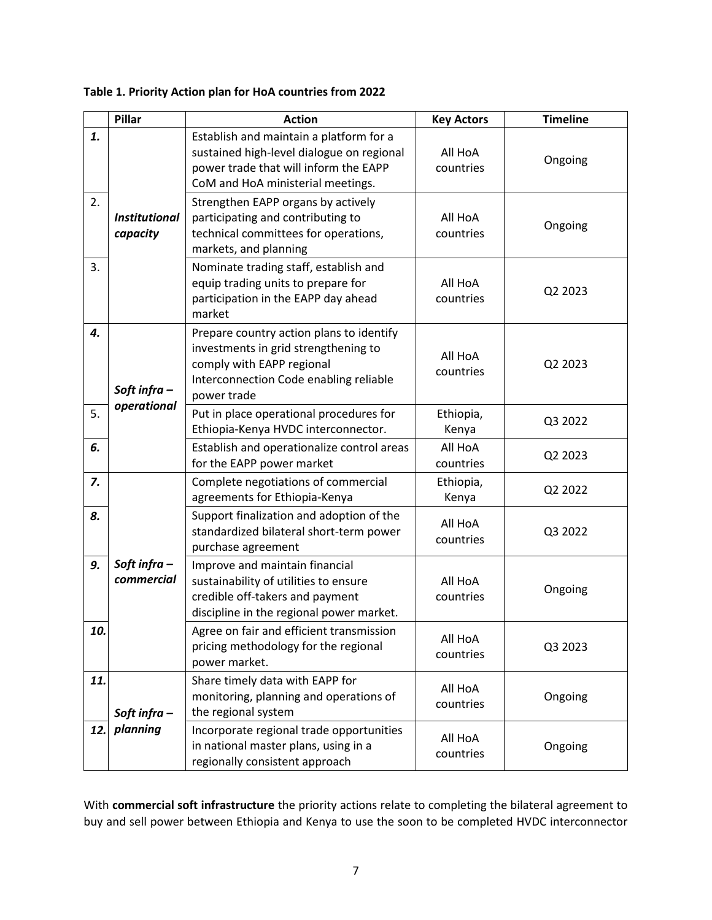**Table 1. Priority Action plan for HoA countries from 2022**

| | Pillar | Action | Key Actors | Timeline |
|---|---|---|---|---|
| ***1.*** | ***Institutional capacity*** | Establish and maintain a platform for a sustained high-level dialogue on regional power trade that will inform the EAPP CoM and HoA ministerial meetings. | All HoA countries | Ongoing |
| 2. | | Strengthen EAPP organs by actively participating and contributing to technical committees for operations, markets, and planning | All HoA countries | Ongoing |
| 3. | | Nominate trading staff, establish and equip trading units to prepare for participation in the EAPP day ahead market | All HoA countries | Q2 2023 |
| ***4.*** | ***Soft infra – operational*** | Prepare country action plans to identify investments in grid strengthening to comply with EAPP regional Interconnection Code enabling reliable power trade | All HoA countries | Q2 2023 |
| 5. | | Put in place operational procedures for Ethiopia-Kenya HVDC interconnector. | Ethiopia, Kenya | Q3 2022 |
| ***6.*** | | Establish and operationalize control areas for the EAPP power market | All HoA countries | Q2 2023 |
| ***7.*** | ***Soft infra – commercial*** | Complete negotiations of commercial agreements for Ethiopia-Kenya | Ethiopia, Kenya | Q2 2022 |
| ***8.*** | | Support finalization and adoption of the standardized bilateral short-term power purchase agreement | All HoA countries | Q3 2022 |
| ***9.*** | | Improve and maintain financial sustainability of utilities to ensure credible off-takers and payment discipline in the regional power market. | All HoA countries | Ongoing |
| ***10.*** | | Agree on fair and efficient transmission pricing methodology for the regional power market. | All HoA countries | Q3 2023 |
| ***11.*** | ***Soft infra – planning*** | Share timely data with EAPP for monitoring, planning and operations of the regional system | All HoA countries | Ongoing |
| ***12.*** | | Incorporate regional trade opportunities in national master plans, using in a regionally consistent approach | All HoA countries | Ongoing |

With **commercial soft infrastructure** the priority actions relate to completing the bilateral agreement to buy and sell power between Ethiopia and Kenya to use the soon to be completed HVDC interconnector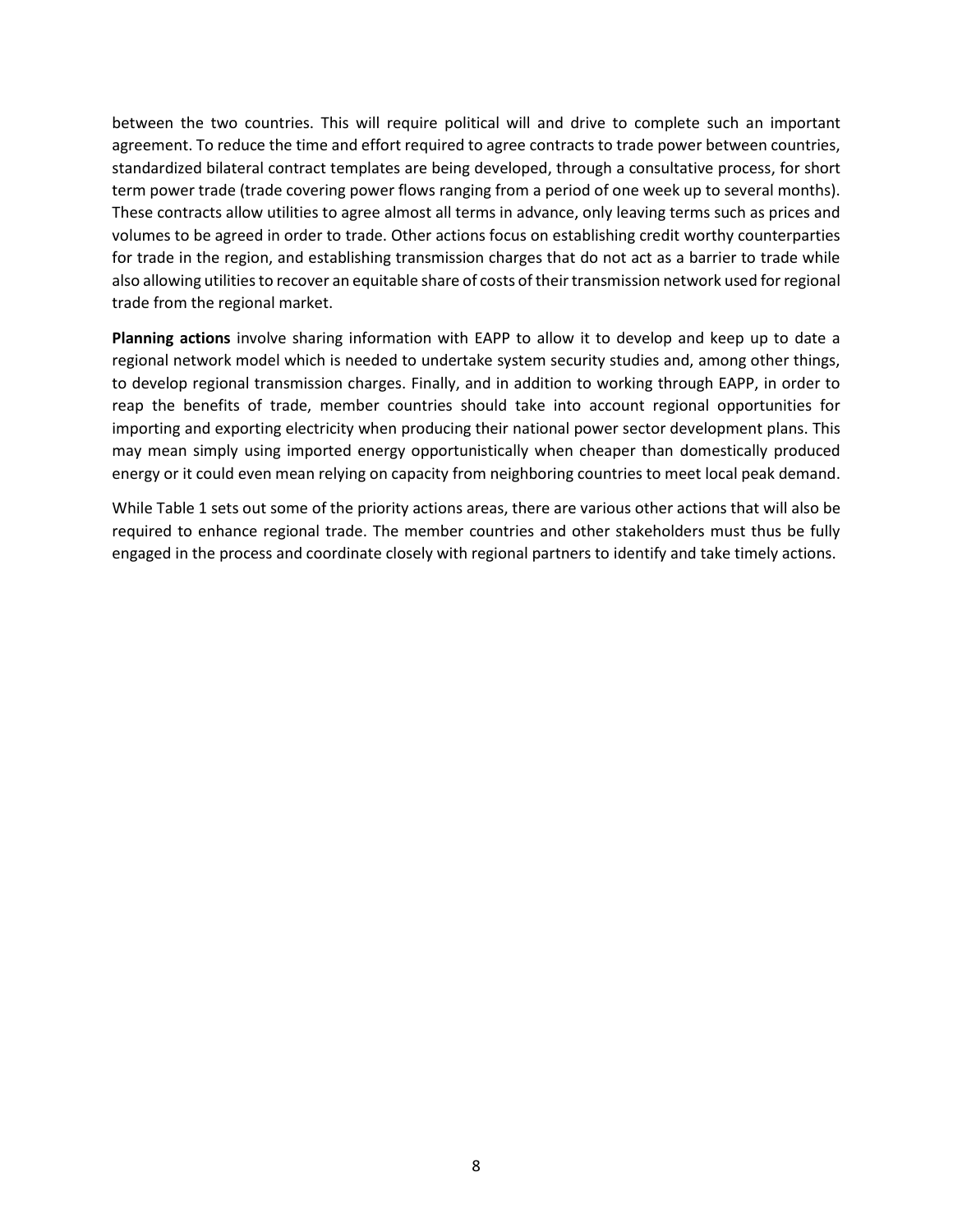between the two countries. This will require political will and drive to complete such an important agreement. To reduce the time and effort required to agree contracts to trade power between countries, standardized bilateral contract templates are being developed, through a consultative process, for short term power trade (trade covering power flows ranging from a period of one week up to several months). These contracts allow utilities to agree almost all terms in advance, only leaving terms such as prices and volumes to be agreed in order to trade. Other actions focus on establishing credit worthy counterparties for trade in the region, and establishing transmission charges that do not act as a barrier to trade while also allowing utilities to recover an equitable share of costs of their transmission network used for regional trade from the regional market.

**Planning actions** involve sharing information with EAPP to allow it to develop and keep up to date a regional network model which is needed to undertake system security studies and, among other things, to develop regional transmission charges. Finally, and in addition to working through EAPP, in order to reap the benefits of trade, member countries should take into account regional opportunities for importing and exporting electricity when producing their national power sector development plans. This may mean simply using imported energy opportunistically when cheaper than domestically produced energy or it could even mean relying on capacity from neighboring countries to meet local peak demand.

While Table 1 sets out some of the priority actions areas, there are various other actions that will also be required to enhance regional trade. The member countries and other stakeholders must thus be fully engaged in the process and coordinate closely with regional partners to identify and take timely actions.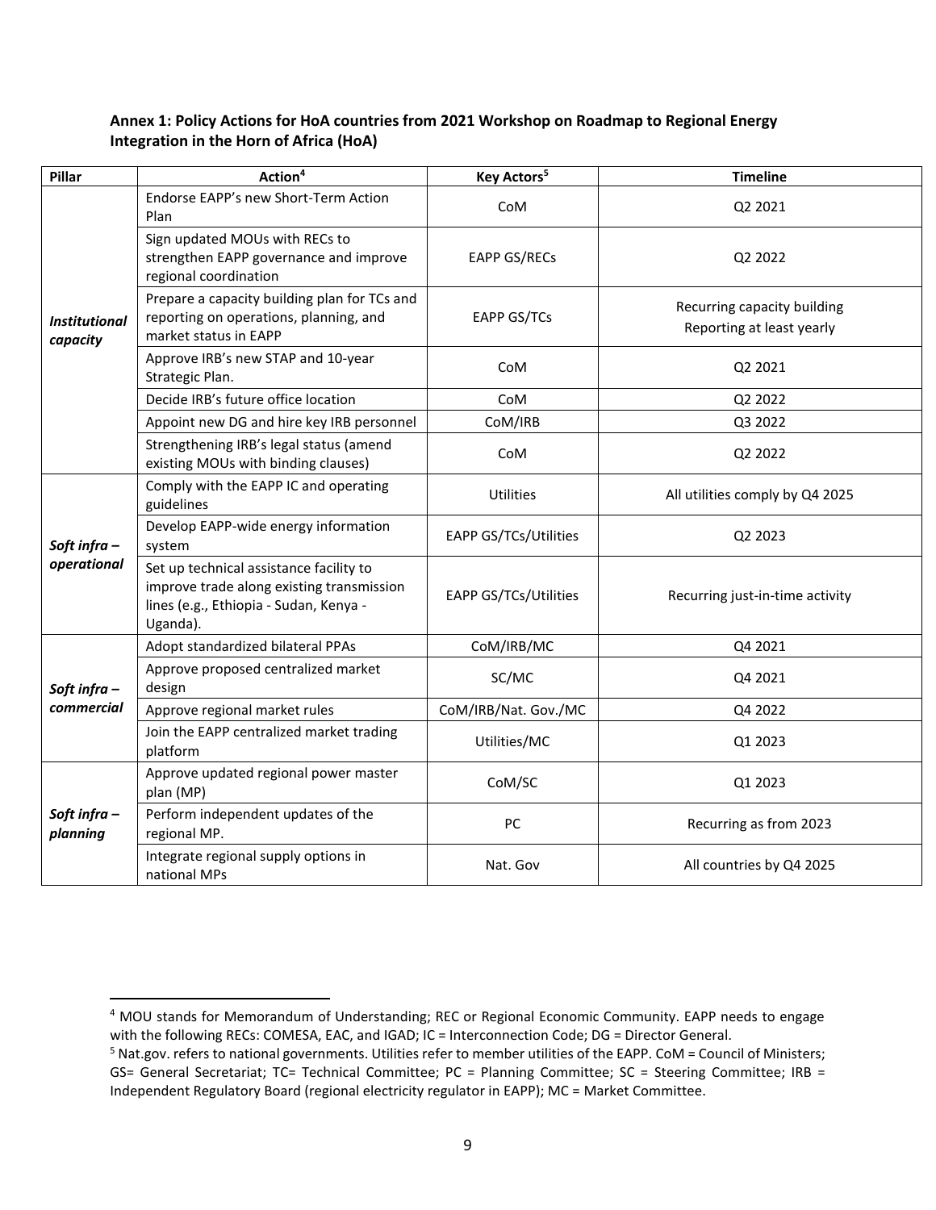**Annex 1: Policy Actions for HoA countries from 2021 Workshop on Roadmap to Regional Energy Integration in the Horn of Africa (HoA)**

| Pillar | Action[4] | Key Actors[5] | Timeline |
|---|---|---|---|
| ***Institutional capacity*** | Endorse EAPP's new Short-Term Action Plan | CoM | Q2 2021 |
| | Sign updated MOUs with RECs to strengthen EAPP governance and improve regional coordination | EAPP GS/RECs | Q2 2022 |
| | Prepare a capacity building plan for TCs and reporting on operations, planning, and market status in EAPP | EAPP GS/TCs | Recurring capacity building<br>Reporting at least yearly |
| | Approve IRB's new STAP and 10-year Strategic Plan. | CoM | Q2 2021 |
| | Decide IRB's future office location | CoM | Q2 2022 |
| | Appoint new DG and hire key IRB personnel | CoM/IRB | Q3 2022 |
| | Strengthening IRB's legal status (amend existing MOUs with binding clauses) | CoM | Q2 2022 |
| ***Soft infra – operational*** | Comply with the EAPP IC and operating guidelines | Utilities | All utilities comply by Q4 2025 |
| | Develop EAPP-wide energy information system | EAPP GS/TCs/Utilities | Q2 2023 |
| | Set up technical assistance facility to improve trade along existing transmission lines (e.g., Ethiopia - Sudan, Kenya - Uganda). | EAPP GS/TCs/Utilities | Recurring just-in-time activity |
| ***Soft infra – commercial*** | Adopt standardized bilateral PPAs | CoM/IRB/MC | Q4 2021 |
| | Approve proposed centralized market design | SC/MC | Q4 2021 |
| | Approve regional market rules | CoM/IRB/Nat. Gov./MC | Q4 2022 |
| | Join the EAPP centralized market trading platform | Utilities/MC | Q1 2023 |
| ***Soft infra – planning*** | Approve updated regional power master plan (MP) | CoM/SC | Q1 2023 |
| | Perform independent updates of the regional MP. | PC | Recurring as from 2023 |
| | Integrate regional supply options in national MPs | Nat. Gov | All countries by Q4 2025 |

[4] MOU stands for Memorandum of Understanding; REC or Regional Economic Community. EAPP needs to engage with the following RECs: COMESA, EAC, and IGAD; IC = Interconnection Code; DG = Director General.

[5] Nat.gov. refers to national governments. Utilities refer to member utilities of the EAPP. CoM = Council of Ministers; GS= General Secretariat; TC= Technical Committee; PC = Planning Committee; SC = Steering Committee; IRB = Independent Regulatory Board (regional electricity regulator in EAPP); MC = Market Committee.